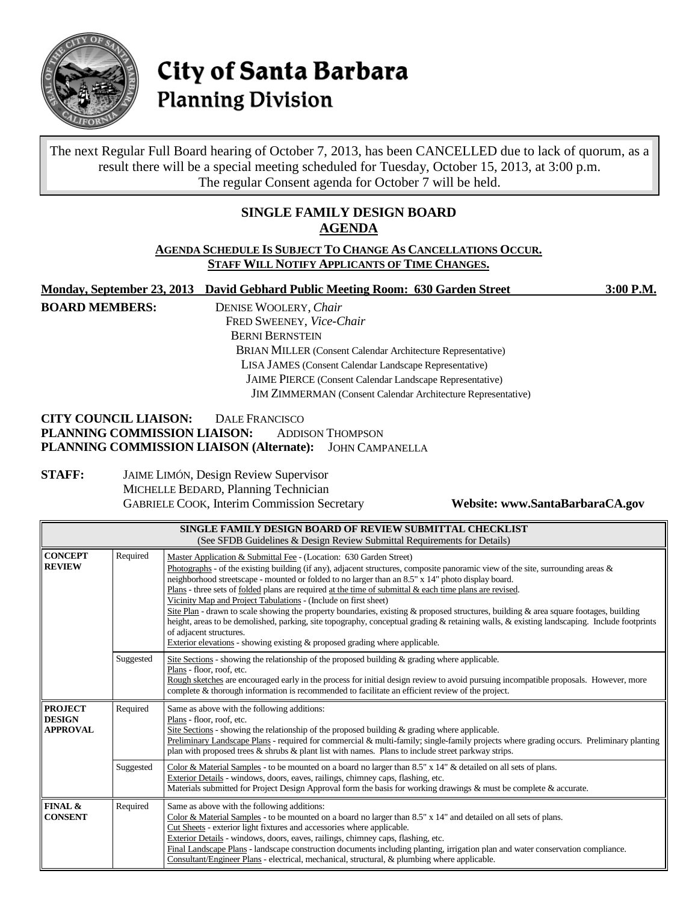# City of Santa Barbara
## Planning Division

The next Regular Full Board hearing of October 7, 2013, has been CANCELLED due to lack of quorum, as a result there will be a special meeting scheduled for Tuesday, October 15, 2013, at 3:00 p.m. The regular Consent agenda for October 7 will be held.

## SINGLE FAMILY DESIGN BOARD
## AGENDA

**AGENDA SCHEDULE IS SUBJECT TO CHANGE AS CANCELLATIONS OCCUR.**
**STAFF WILL NOTIFY APPLICANTS OF TIME CHANGES.**

**Monday, September 23, 2013 David Gebhard Public Meeting Room: 630 Garden Street 3:00 P.M.**

**BOARD MEMBERS:**
- DENISE WOOLERY, *Chair*
- FRED SWEENEY, *Vice-Chair*
- BERNI BERNSTEIN
- BRIAN MILLER (Consent Calendar Architecture Representative)
- LISA JAMES (Consent Calendar Landscape Representative)
- JAIME PIERCE (Consent Calendar Landscape Representative)
- JIM ZIMMERMAN (Consent Calendar Architecture Representative)

**CITY COUNCIL LIAISON:** DALE FRANCISCO
**PLANNING COMMISSION LIAISON:** ADDISON THOMPSON
**PLANNING COMMISSION LIAISON (Alternate):** JOHN CAMPANELLA

**STAFF:**
- JAIME LIMÓN, Design Review Supervisor
- MICHELLE BEDARD, Planning Technician
- GABRIELE COOK, Interim Commission Secretary

**Website: www.SantaBarbaraCA.gov**

| SINGLE FAMILY DESIGN BOARD OF REVIEW SUBMITTAL CHECKLIST (See SFDB Guidelines & Design Review Submittal Requirements for Details) | | |
|---|---|---|
| **CONCEPT REVIEW** | Required | Master Application & Submittal Fee - (Location: 630 Garden Street)<br>Photographs - of the existing building (if any), adjacent structures, composite panoramic view of the site, surrounding areas & neighborhood streetscape - mounted or folded to no larger than an 8.5" x 14" photo display board.<br>Plans - three sets of folded plans are required at the time of submittal & each time plans are revised.<br>Vicinity Map and Project Tabulations - (Include on first sheet)<br>Site Plan - drawn to scale showing the property boundaries, existing & proposed structures, building & area square footages, building height, areas to be demolished, parking, site topography, conceptual grading & retaining walls, & existing landscaping. Include footprints of adjacent structures.<br>Exterior elevations - showing existing & proposed grading where applicable. |
| | Suggested | Site Sections - showing the relationship of the proposed building & grading where applicable.<br>Plans - floor, roof, etc.<br>Rough sketches are encouraged early in the process for initial design review to avoid pursuing incompatible proposals. However, more complete & thorough information is recommended to facilitate an efficient review of the project. |
| **PROJECT DESIGN APPROVAL** | Required | Same as above with the following additions:<br>Plans - floor, roof, etc.<br>Site Sections - showing the relationship of the proposed building & grading where applicable.<br>Preliminary Landscape Plans - required for commercial & multi-family; single-family projects where grading occurs. Preliminary planting plan with proposed trees & shrubs & plant list with names. Plans to include street parkway strips. |
| | Suggested | Color & Material Samples - to be mounted on a board no larger than 8.5" x 14" & detailed on all sets of plans.<br>Exterior Details - windows, doors, eaves, railings, chimney caps, flashing, etc.<br>Materials submitted for Project Design Approval form the basis for working drawings & must be complete & accurate. |
| **FINAL & CONSENT** | Required | Same as above with the following additions:<br>Color & Material Samples - to be mounted on a board no larger than 8.5" x 14" and detailed on all sets of plans.<br>Cut Sheets - exterior light fixtures and accessories where applicable.<br>Exterior Details - windows, doors, eaves, railings, chimney caps, flashing, etc.<br>Final Landscape Plans - landscape construction documents including planting, irrigation plan and water conservation compliance.<br>Consultant/Engineer Plans - electrical, mechanical, structural, & plumbing where applicable. |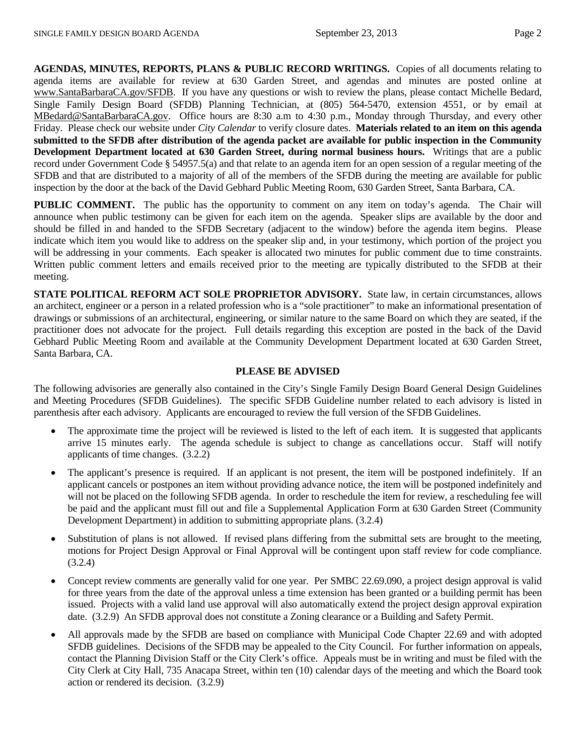**AGENDAS, MINUTES, REPORTS, PLANS & PUBLIC RECORD WRITINGS.** Copies of all documents relating to agenda items are available for review at 630 Garden Street, and agendas and minutes are posted online at www.SantaBarbaraCA.gov/SFDB. If you have any questions or wish to review the plans, please contact Michelle Bedard, Single Family Design Board (SFDB) Planning Technician, at (805) 564-5470, extension 4551, or by email at MBedard@SantaBarbaraCA.gov. Office hours are 8:30 a.m to 4:30 p.m., Monday through Thursday, and every other Friday. Please check our website under *City Calendar* to verify closure dates. **Materials related to an item on this agenda submitted to the SFDB after distribution of the agenda packet are available for public inspection in the Community Development Department located at 630 Garden Street, during normal business hours.** Writings that are a public record under Government Code § 54957.5(a) and that relate to an agenda item for an open session of a regular meeting of the SFDB and that are distributed to a majority of all of the members of the SFDB during the meeting are available for public inspection by the door at the back of the David Gebhard Public Meeting Room, 630 Garden Street, Santa Barbara, CA.

**PUBLIC COMMENT.** The public has the opportunity to comment on any item on today's agenda. The Chair will announce when public testimony can be given for each item on the agenda. Speaker slips are available by the door and should be filled in and handed to the SFDB Secretary (adjacent to the window) before the agenda item begins. Please indicate which item you would like to address on the speaker slip and, in your testimony, which portion of the project you will be addressing in your comments. Each speaker is allocated two minutes for public comment due to time constraints. Written public comment letters and emails received prior to the meeting are typically distributed to the SFDB at their meeting.

**STATE POLITICAL REFORM ACT SOLE PROPRIETOR ADVISORY.** State law, in certain circumstances, allows an architect, engineer or a person in a related profession who is a "sole practitioner" to make an informational presentation of drawings or submissions of an architectural, engineering, or similar nature to the same Board on which they are seated, if the practitioner does not advocate for the project. Full details regarding this exception are posted in the back of the David Gebhard Public Meeting Room and available at the Community Development Department located at 630 Garden Street, Santa Barbara, CA.

**PLEASE BE ADVISED**

The following advisories are generally also contained in the City's Single Family Design Board General Design Guidelines and Meeting Procedures (SFDB Guidelines). The specific SFDB Guideline number related to each advisory is listed in parenthesis after each advisory. Applicants are encouraged to review the full version of the SFDB Guidelines.

- The approximate time the project will be reviewed is listed to the left of each item. It is suggested that applicants arrive 15 minutes early. The agenda schedule is subject to change as cancellations occur. Staff will notify applicants of time changes. (3.2.2)
- The applicant's presence is required. If an applicant is not present, the item will be postponed indefinitely. If an applicant cancels or postpones an item without providing advance notice, the item will be postponed indefinitely and will not be placed on the following SFDB agenda. In order to reschedule the item for review, a rescheduling fee will be paid and the applicant must fill out and file a Supplemental Application Form at 630 Garden Street (Community Development Department) in addition to submitting appropriate plans. (3.2.4)
- Substitution of plans is not allowed. If revised plans differing from the submittal sets are brought to the meeting, motions for Project Design Approval or Final Approval will be contingent upon staff review for code compliance. (3.2.4)
- Concept review comments are generally valid for one year. Per SMBC 22.69.090, a project design approval is valid for three years from the date of the approval unless a time extension has been granted or a building permit has been issued. Projects with a valid land use approval will also automatically extend the project design approval expiration date. (3.2.9) An SFDB approval does not constitute a Zoning clearance or a Building and Safety Permit.
- All approvals made by the SFDB are based on compliance with Municipal Code Chapter 22.69 and with adopted SFDB guidelines. Decisions of the SFDB may be appealed to the City Council. For further information on appeals, contact the Planning Division Staff or the City Clerk's office. Appeals must be in writing and must be filed with the City Clerk at City Hall, 735 Anacapa Street, within ten (10) calendar days of the meeting and which the Board took action or rendered its decision. (3.2.9)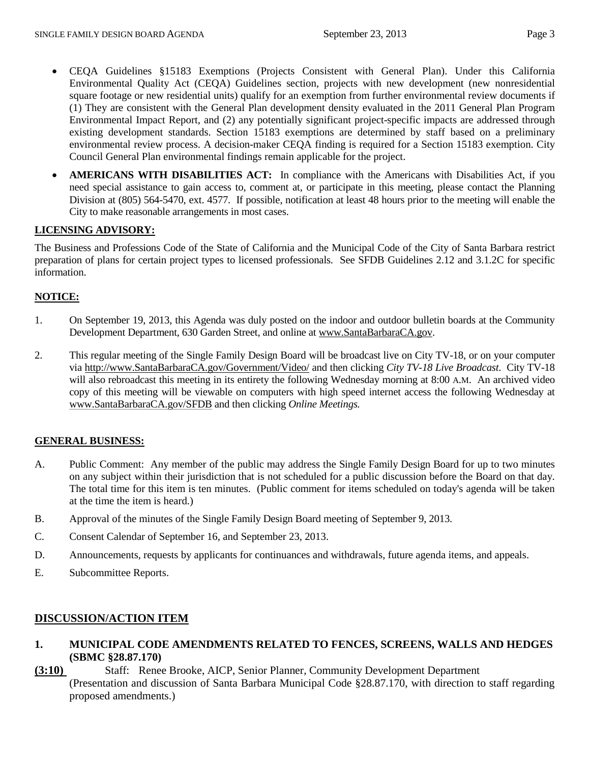- CEQA Guidelines §15183 Exemptions (Projects Consistent with General Plan). Under this California Environmental Quality Act (CEQA) Guidelines section, projects with new development (new nonresidential square footage or new residential units) qualify for an exemption from further environmental review documents if (1) They are consistent with the General Plan development density evaluated in the 2011 General Plan Program Environmental Impact Report, and (2) any potentially significant project-specific impacts are addressed through existing development standards. Section 15183 exemptions are determined by staff based on a preliminary environmental review process. A decision-maker CEQA finding is required for a Section 15183 exemption. City Council General Plan environmental findings remain applicable for the project.
- **AMERICANS WITH DISABILITIES ACT:** In compliance with the Americans with Disabilities Act, if you need special assistance to gain access to, comment at, or participate in this meeting, please contact the Planning Division at (805) 564-5470, ext. 4577. If possible, notification at least 48 hours prior to the meeting will enable the City to make reasonable arrangements in most cases.

## LICENSING ADVISORY:

The Business and Professions Code of the State of California and the Municipal Code of the City of Santa Barbara restrict preparation of plans for certain project types to licensed professionals. See SFDB Guidelines 2.12 and 3.1.2C for specific information.

## NOTICE:

1. On September 19, 2013, this Agenda was duly posted on the indoor and outdoor bulletin boards at the Community Development Department, 630 Garden Street, and online at www.SantaBarbaraCA.gov.
2. This regular meeting of the Single Family Design Board will be broadcast live on City TV-18, or on your computer via http://www.SantaBarbaraCA.gov/Government/Video/ and then clicking *City TV-18 Live Broadcast*. City TV-18 will also rebroadcast this meeting in its entirety the following Wednesday morning at 8:00 A.M. An archived video copy of this meeting will be viewable on computers with high speed internet access the following Wednesday at www.SantaBarbaraCA.gov/SFDB and then clicking *Online Meetings.*

## GENERAL BUSINESS:

A. Public Comment: Any member of the public may address the Single Family Design Board for up to two minutes on any subject within their jurisdiction that is not scheduled for a public discussion before the Board on that day. The total time for this item is ten minutes. (Public comment for items scheduled on today's agenda will be taken at the time the item is heard.)

B. Approval of the minutes of the Single Family Design Board meeting of September 9, 2013.

C. Consent Calendar of September 16, and September 23, 2013.

D. Announcements, requests by applicants for continuances and withdrawals, future agenda items, and appeals.

E. Subcommittee Reports.

## DISCUSSION/ACTION ITEM

**1. MUNICIPAL CODE AMENDMENTS RELATED TO FENCES, SCREENS, WALLS AND HEDGES (SBMC §28.87.170)**

**(3:10)** Staff: Renee Brooke, AICP, Senior Planner, Community Development Department
(Presentation and discussion of Santa Barbara Municipal Code §28.87.170, with direction to staff regarding proposed amendments.)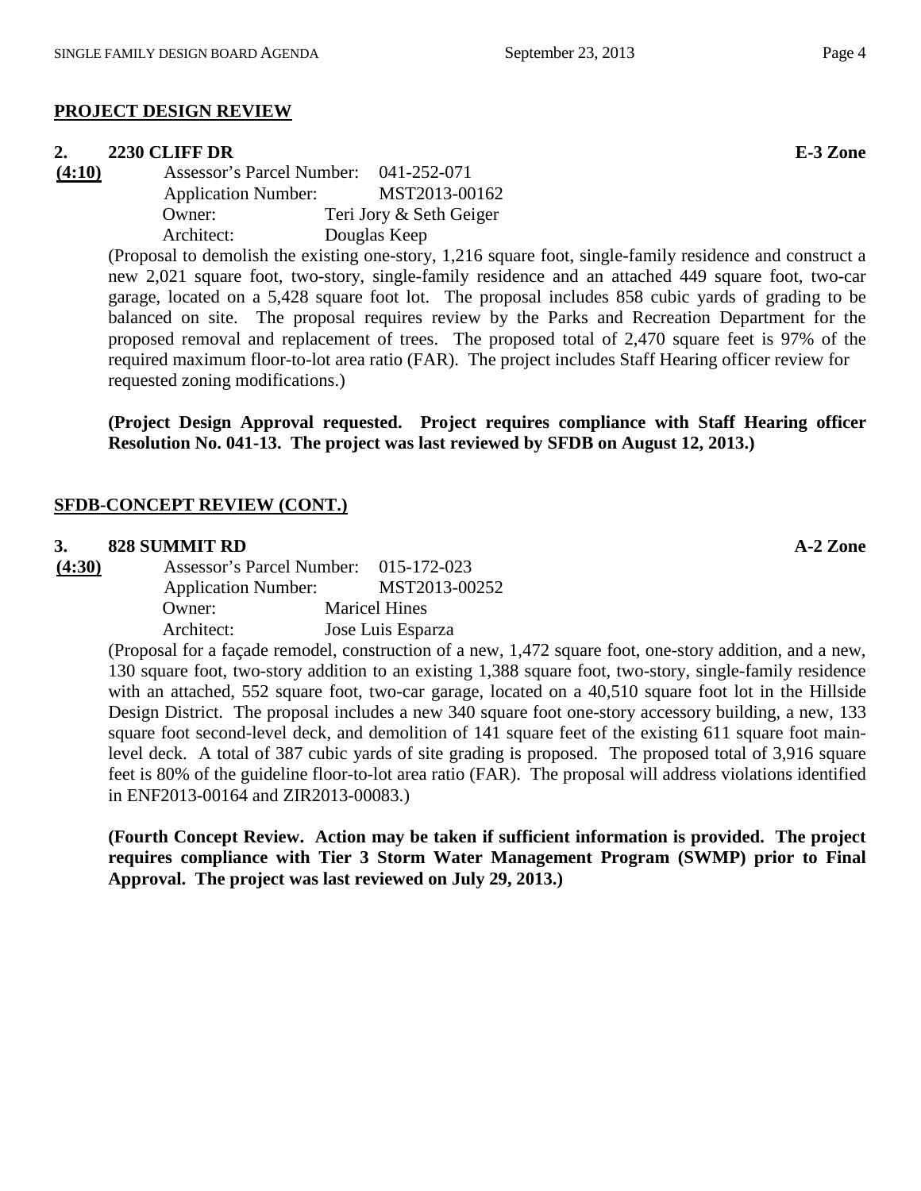## PROJECT DESIGN REVIEW

**2. 2230 CLIFF DR** **E-3 Zone**

**(4:10)**

Assessor's Parcel Number: 041-252-071
Application Number: MST2013-00162
Owner: Teri Jory & Seth Geiger
Architect: Douglas Keep

(Proposal to demolish the existing one-story, 1,216 square foot, single-family residence and construct a new 2,021 square foot, two-story, single-family residence and an attached 449 square foot, two-car garage, located on a 5,428 square foot lot. The proposal includes 858 cubic yards of grading to be balanced on site. The proposal requires review by the Parks and Recreation Department for the proposed removal and replacement of trees. The proposed total of 2,470 square feet is 97% of the required maximum floor-to-lot area ratio (FAR). The project includes Staff Hearing officer review for requested zoning modifications.)

**(Project Design Approval requested. Project requires compliance with Staff Hearing officer Resolution No. 041-13. The project was last reviewed by SFDB on August 12, 2013.)**

## SFDB-CONCEPT REVIEW (CONT.)

**3. 828 SUMMIT RD** **A-2 Zone**

**(4:30)**

Assessor's Parcel Number: 015-172-023
Application Number: MST2013-00252
Owner: Maricel Hines
Architect: Jose Luis Esparza

(Proposal for a façade remodel, construction of a new, 1,472 square foot, one-story addition, and a new, 130 square foot, two-story addition to an existing 1,388 square foot, two-story, single-family residence with an attached, 552 square foot, two-car garage, located on a 40,510 square foot lot in the Hillside Design District. The proposal includes a new 340 square foot one-story accessory building, a new, 133 square foot second-level deck, and demolition of 141 square feet of the existing 611 square foot main-level deck. A total of 387 cubic yards of site grading is proposed. The proposed total of 3,916 square feet is 80% of the guideline floor-to-lot area ratio (FAR). The proposal will address violations identified in ENF2013-00164 and ZIR2013-00083.)

**(Fourth Concept Review. Action may be taken if sufficient information is provided. The project requires compliance with Tier 3 Storm Water Management Program (SWMP) prior to Final Approval. The project was last reviewed on July 29, 2013.)**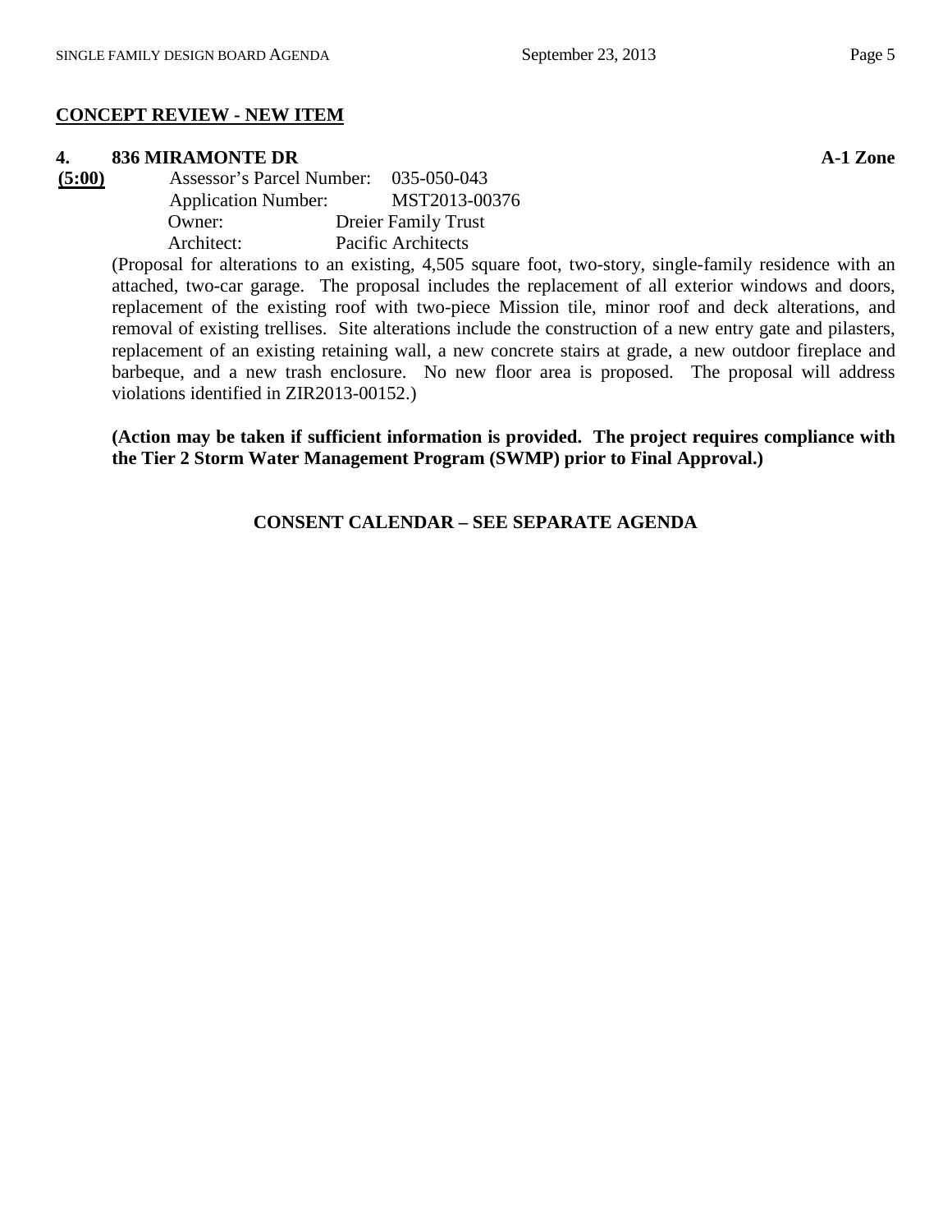## CONCEPT REVIEW - NEW ITEM

**4. 836 MIRAMONTE DR** **A-1 Zone**

**(5:00)**

Assessor's Parcel Number: 035-050-043
Application Number: MST2013-00376
Owner: Dreier Family Trust
Architect: Pacific Architects

(Proposal for alterations to an existing, 4,505 square foot, two-story, single-family residence with an attached, two-car garage. The proposal includes the replacement of all exterior windows and doors, replacement of the existing roof with two-piece Mission tile, minor roof and deck alterations, and removal of existing trellises. Site alterations include the construction of a new entry gate and pilasters, replacement of an existing retaining wall, a new concrete stairs at grade, a new outdoor fireplace and barbeque, and a new trash enclosure. No new floor area is proposed. The proposal will address violations identified in ZIR2013-00152.)

**(Action may be taken if sufficient information is provided. The project requires compliance with the Tier 2 Storm Water Management Program (SWMP) prior to Final Approval.)**

**CONSENT CALENDAR – SEE SEPARATE AGENDA**